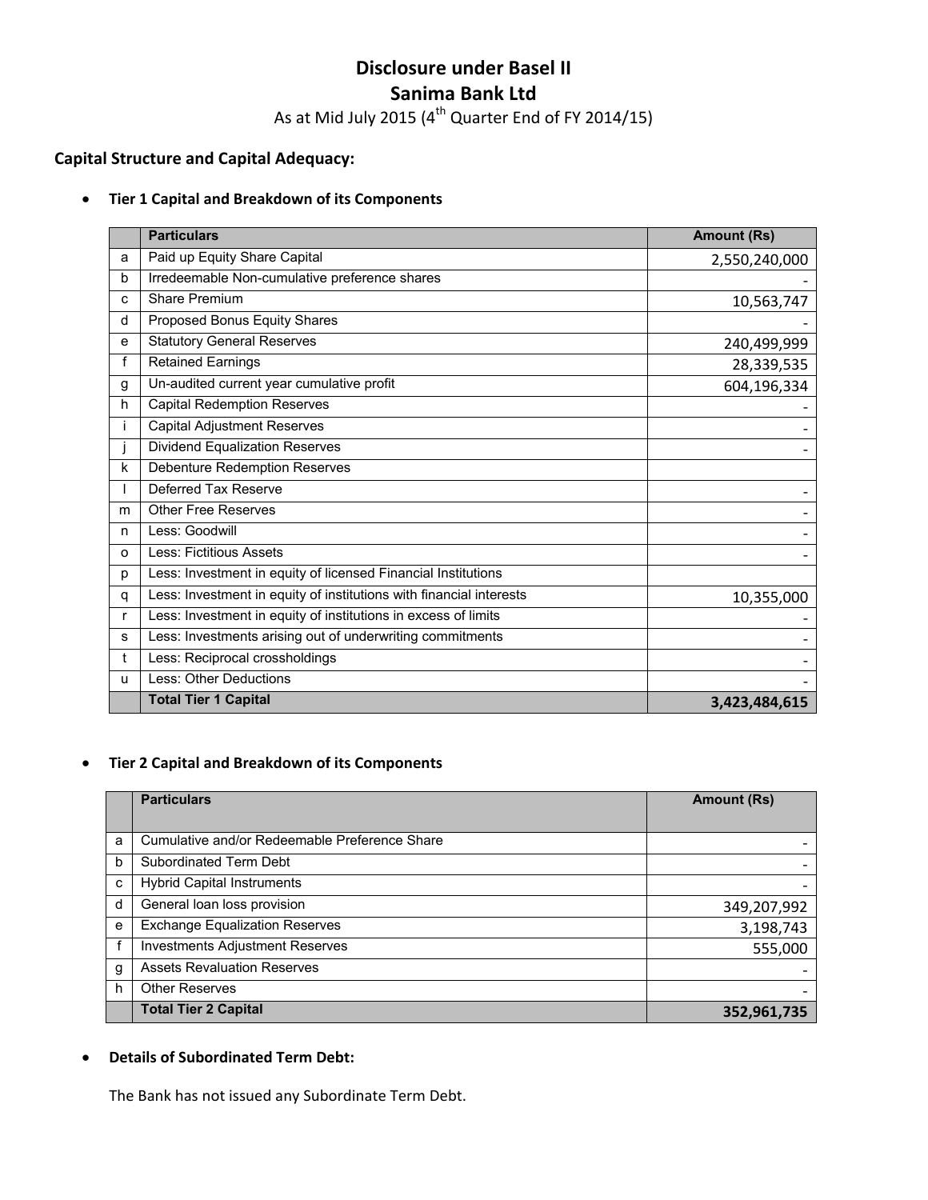# Disclosure under Basel II
# Sanima Bank Ltd

As at Mid July 2015 (4th Quarter End of FY 2014/15)

## Capital Structure and Capital Adequacy:

- **Tier 1 Capital and Breakdown of its Components**

| | Particulars | Amount (Rs) |
|---|---|---|
| a | Paid up Equity Share Capital | 2,550,240,000 |
| b | Irredeemable Non-cumulative preference shares | - |
| c | Share Premium | 10,563,747 |
| d | Proposed Bonus Equity Shares | - |
| e | Statutory General Reserves | 240,499,999 |
| f | Retained Earnings | 28,339,535 |
| g | Un-audited current year cumulative profit | 604,196,334 |
| h | Capital Redemption Reserves | - |
| i | Capital Adjustment Reserves | - |
| j | Dividend Equalization Reserves | - |
| k | Debenture Redemption Reserves | |
| l | Deferred Tax Reserve | - |
| m | Other Free Reserves | - |
| n | Less: Goodwill | - |
| o | Less: Fictitious Assets | - |
| p | Less: Investment in equity of licensed Financial Institutions | |
| q | Less: Investment in equity of institutions with financial interests | 10,355,000 |
| r | Less: Investment in equity of institutions in excess of limits | - |
| s | Less: Investments arising out of underwriting commitments | - |
| t | Less: Reciprocal crossholdings | - |
| u | Less: Other Deductions | - |
| | **Total Tier 1 Capital** | **3,423,484,615** |

- **Tier 2 Capital and Breakdown of its Components**

| | Particulars | Amount (Rs) |
|---|---|---|
| a | Cumulative and/or Redeemable Preference Share | - |
| b | Subordinated Term Debt | - |
| c | Hybrid Capital Instruments | - |
| d | General loan loss provision | 349,207,992 |
| e | Exchange Equalization Reserves | 3,198,743 |
| f | Investments Adjustment Reserves | 555,000 |
| g | Assets Revaluation Reserves | - |
| h | Other Reserves | - |
| | **Total Tier 2 Capital** | **352,961,735** |

- **Details of Subordinated Term Debt:**

The Bank has not issued any Subordinate Term Debt.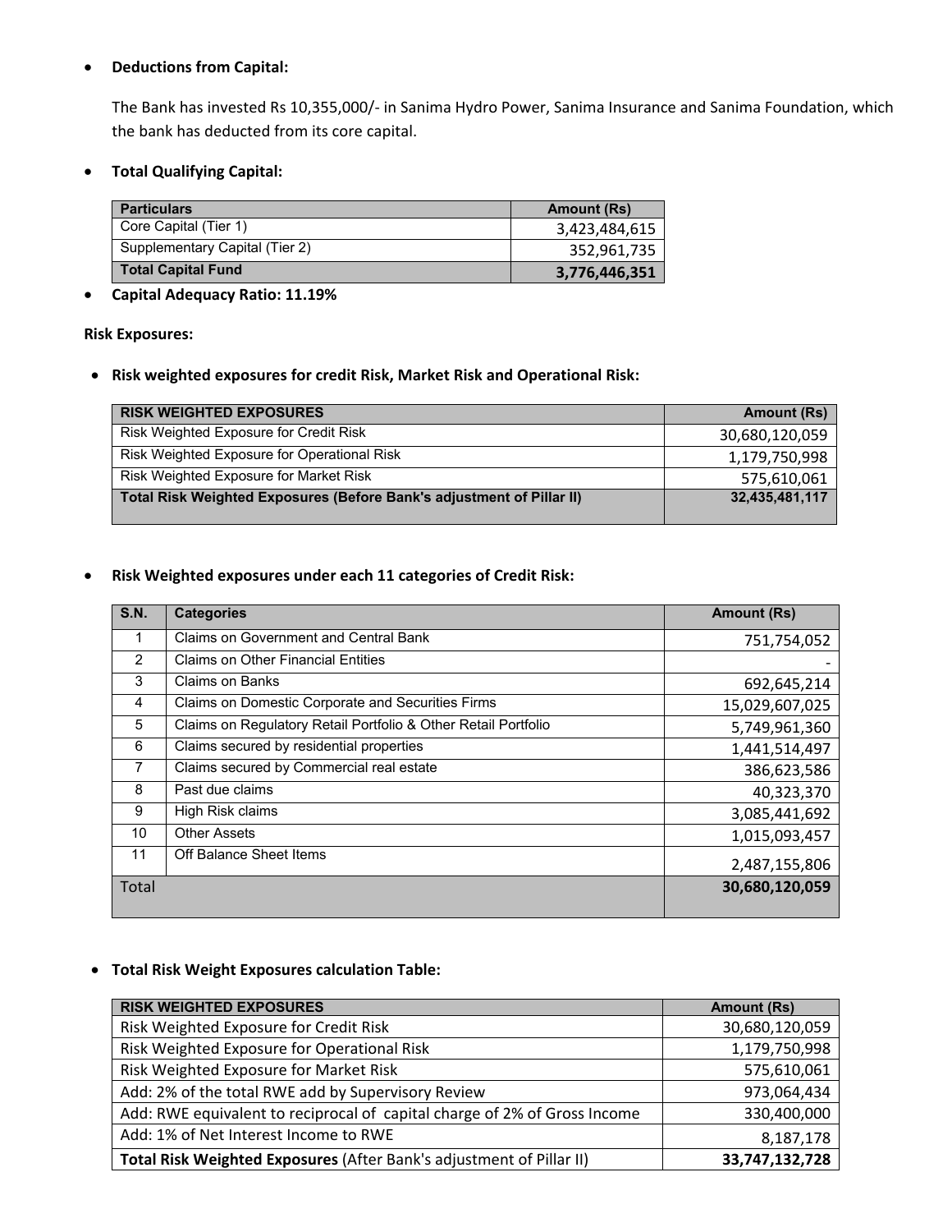- **Deductions from Capital:**

  The Bank has invested Rs 10,355,000/- in Sanima Hydro Power, Sanima Insurance and Sanima Foundation, which the bank has deducted from its core capital.

- **Total Qualifying Capital:**

| Particulars | Amount (Rs) |
|---|---|
| Core Capital (Tier 1) | 3,423,484,615 |
| Supplementary Capital (Tier 2) | 352,961,735 |
| **Total Capital Fund** | **3,776,446,351** |

- **Capital Adequacy Ratio: 11.19%**

**Risk Exposures:**

- **Risk weighted exposures for credit Risk, Market Risk and Operational Risk:**

| RISK WEIGHTED EXPOSURES | Amount (Rs) |
|---|---|
| Risk Weighted Exposure for Credit Risk | 30,680,120,059 |
| Risk Weighted Exposure for Operational Risk | 1,179,750,998 |
| Risk Weighted Exposure for Market Risk | 575,610,061 |
| **Total Risk Weighted Exposures (Before Bank's adjustment of Pillar II)** | **32,435,481,117** |

- **Risk Weighted exposures under each 11 categories of Credit Risk:**

| S.N. | Categories | Amount (Rs) |
|---|---|---|
| 1 | Claims on Government and Central Bank | 751,754,052 |
| 2 | Claims on Other Financial Entities | - |
| 3 | Claims on Banks | 692,645,214 |
| 4 | Claims on Domestic Corporate and Securities Firms | 15,029,607,025 |
| 5 | Claims on Regulatory Retail Portfolio & Other Retail Portfolio | 5,749,961,360 |
| 6 | Claims secured by residential properties | 1,441,514,497 |
| 7 | Claims secured by Commercial real estate | 386,623,586 |
| 8 | Past due claims | 40,323,370 |
| 9 | High Risk claims | 3,085,441,692 |
| 10 | Other Assets | 1,015,093,457 |
| 11 | Off Balance Sheet Items | 2,487,155,806 |
| Total | | **30,680,120,059** |

- **Total Risk Weight Exposures calculation Table:**

| RISK WEIGHTED EXPOSURES | Amount (Rs) |
|---|---|
| Risk Weighted Exposure for Credit Risk | 30,680,120,059 |
| Risk Weighted Exposure for Operational Risk | 1,179,750,998 |
| Risk Weighted Exposure for Market Risk | 575,610,061 |
| Add: 2% of the total RWE add by Supervisory Review | 973,064,434 |
| Add: RWE equivalent to reciprocal of capital charge of 2% of Gross Income | 330,400,000 |
| Add: 1% of Net Interest Income to RWE | 8,187,178 |
| **Total Risk Weighted Exposures** (After Bank's adjustment of Pillar II) | **33,747,132,728** |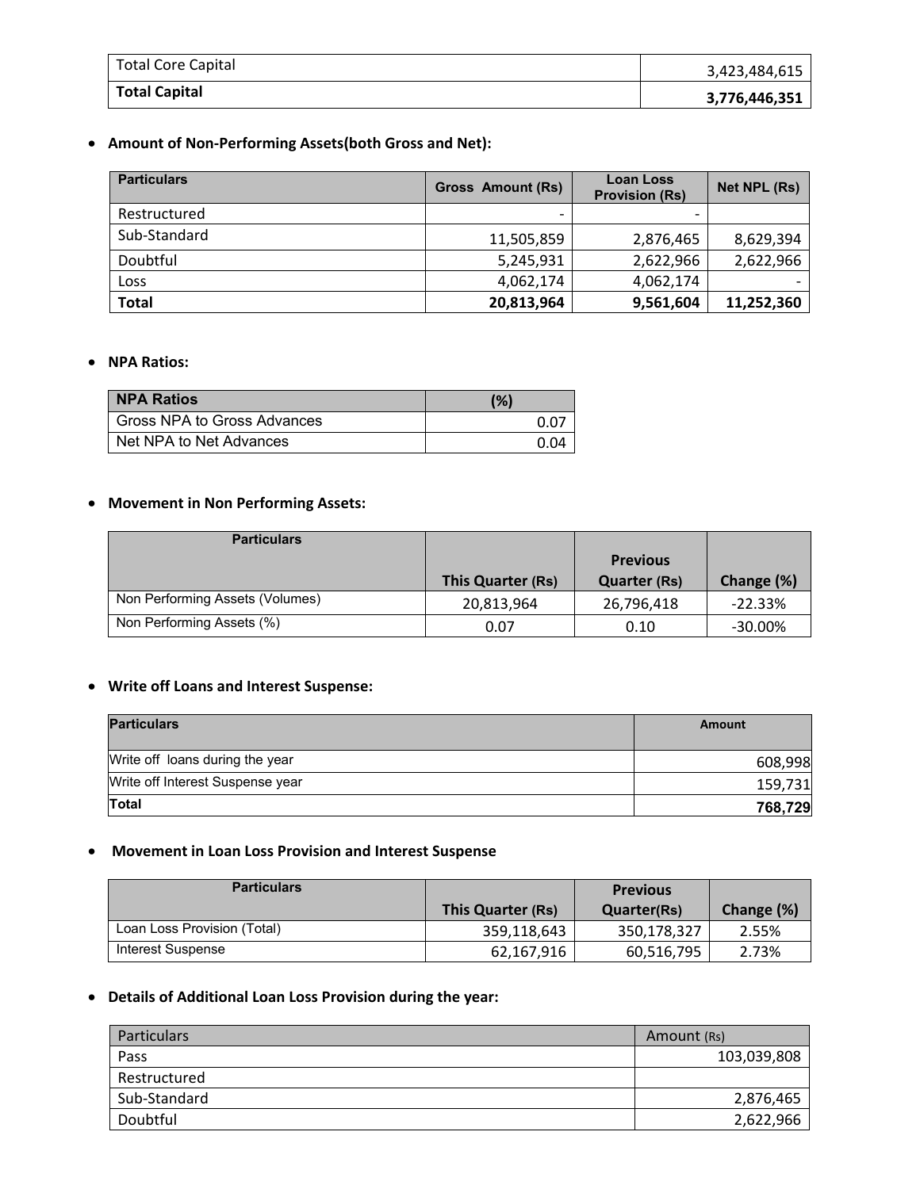| Total Core Capital | 3,423,484,615 |
|---|---|
| **Total Capital** | **3,776,446,351** |

- **Amount of Non-Performing Assets(both Gross and Net):**

| Particulars | Gross Amount (Rs) | Loan Loss Provision (Rs) | Net NPL (Rs) |
|---|---|---|---|
| Restructured | - | - | |
| Sub-Standard | 11,505,859 | 2,876,465 | 8,629,394 |
| Doubtful | 5,245,931 | 2,622,966 | 2,622,966 |
| Loss | 4,062,174 | 4,062,174 | - |
| **Total** | **20,813,964** | **9,561,604** | **11,252,360** |

- **NPA Ratios:**

| NPA Ratios | (%) |
|---|---|
| Gross NPA to Gross Advances | 0.07 |
| Net NPA to Net Advances | 0.04 |

- **Movement in Non Performing Assets:**

| Particulars | This Quarter (Rs) | Previous Quarter (Rs) | Change (%) |
|---|---|---|---|
| Non Performing Assets (Volumes) | 20,813,964 | 26,796,418 | -22.33% |
| Non Performing Assets (%) | 0.07 | 0.10 | -30.00% |

- **Write off Loans and Interest Suspense:**

| Particulars | Amount |
|---|---|
| Write off loans during the year | 608,998 |
| Write off Interest Suspense year | 159,731 |
| **Total** | **768,729** |

- **Movement in Loan Loss Provision and Interest Suspense**

| Particulars | This Quarter (Rs) | Previous Quarter(Rs) | Change (%) |
|---|---|---|---|
| Loan Loss Provision (Total) | 359,118,643 | 350,178,327 | 2.55% |
| Interest Suspense | 62,167,916 | 60,516,795 | 2.73% |

- **Details of Additional Loan Loss Provision during the year:**

| Particulars | Amount (Rs) |
|---|---|
| Pass | 103,039,808 |
| Restructured | |
| Sub-Standard | 2,876,465 |
| Doubtful | 2,622,966 |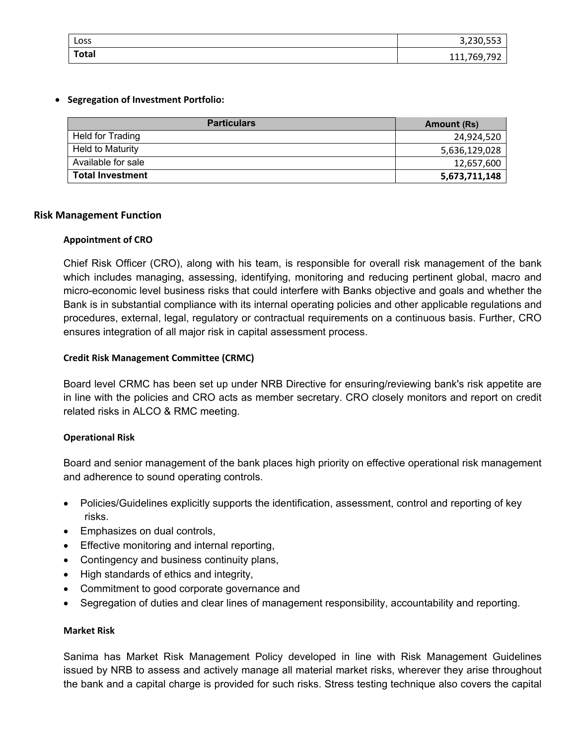| Loss | 3,230,553 |
|---|---|
| **Total** | 111,769,792 |

- **Segregation of Investment Portfolio:**

| Particulars | Amount (Rs) |
|---|---|
| Held for Trading | 24,924,520 |
| Held to Maturity | 5,636,129,028 |
| Available for sale | 12,657,600 |
| **Total Investment** | **5,673,711,148** |

## Risk Management Function

### Appointment of CRO

Chief Risk Officer (CRO), along with his team, is responsible for overall risk management of the bank which includes managing, assessing, identifying, monitoring and reducing pertinent global, macro and micro-economic level business risks that could interfere with Banks objective and goals and whether the Bank is in substantial compliance with its internal operating policies and other applicable regulations and procedures, external, legal, regulatory or contractual requirements on a continuous basis. Further, CRO ensures integration of all major risk in capital assessment process.

### Credit Risk Management Committee (CRMC)

Board level CRMC has been set up under NRB Directive for ensuring/reviewing bank's risk appetite are in line with the policies and CRO acts as member secretary. CRO closely monitors and report on credit related risks in ALCO & RMC meeting.

### Operational Risk

Board and senior management of the bank places high priority on effective operational risk management and adherence to sound operating controls.

- Policies/Guidelines explicitly supports the identification, assessment, control and reporting of key risks.
- Emphasizes on dual controls,
- Effective monitoring and internal reporting,
- Contingency and business continuity plans,
- High standards of ethics and integrity,
- Commitment to good corporate governance and
- Segregation of duties and clear lines of management responsibility, accountability and reporting.

### Market Risk

Sanima has Market Risk Management Policy developed in line with Risk Management Guidelines issued by NRB to assess and actively manage all material market risks, wherever they arise throughout the bank and a capital charge is provided for such risks. Stress testing technique also covers the capital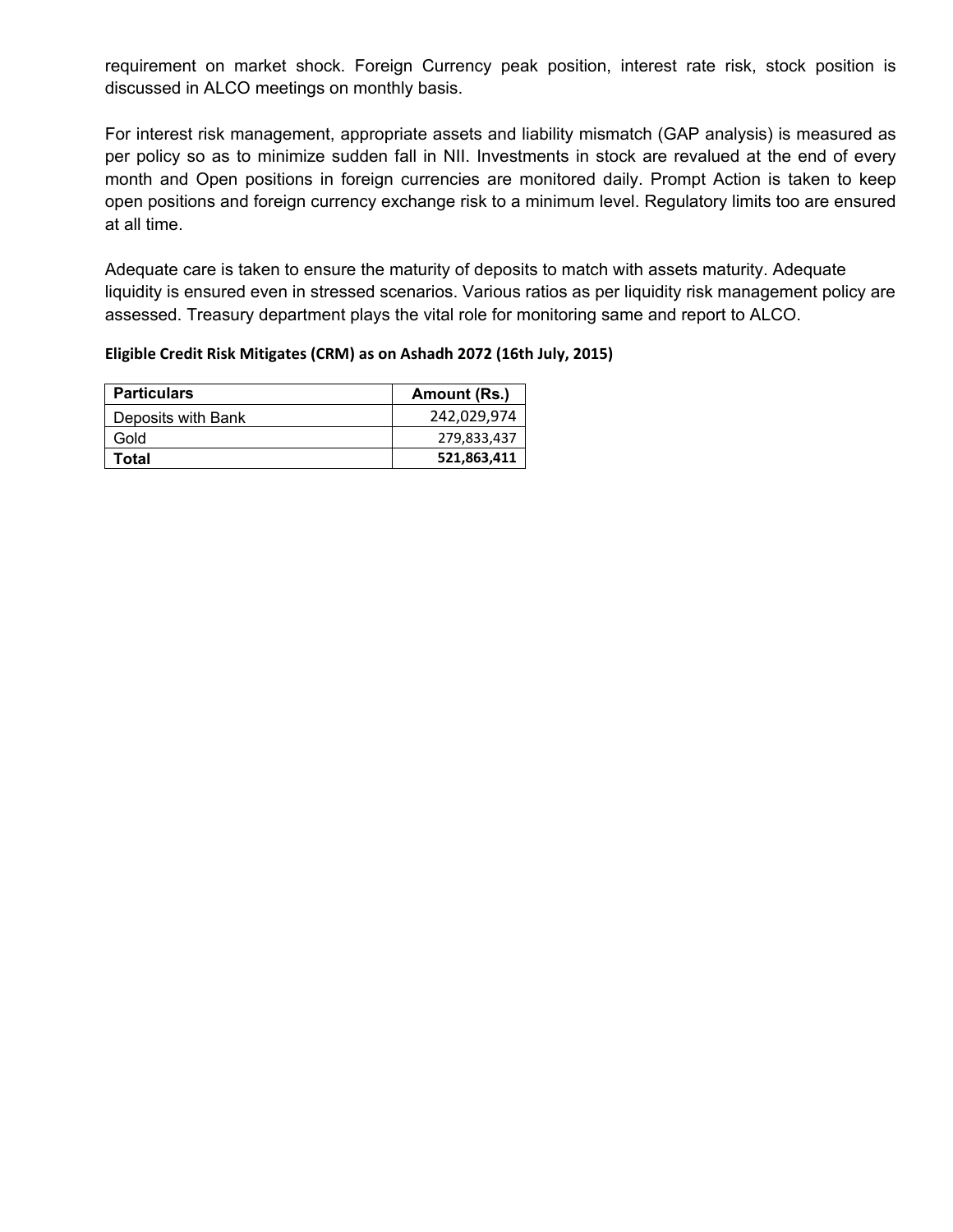requirement on market shock. Foreign Currency peak position, interest rate risk, stock position is discussed in ALCO meetings on monthly basis.

For interest risk management, appropriate assets and liability mismatch (GAP analysis) is measured as per policy so as to minimize sudden fall in NII. Investments in stock are revalued at the end of every month and Open positions in foreign currencies are monitored daily. Prompt Action is taken to keep open positions and foreign currency exchange risk to a minimum level. Regulatory limits too are ensured at all time.

Adequate care is taken to ensure the maturity of deposits to match with assets maturity. Adequate liquidity is ensured even in stressed scenarios. Various ratios as per liquidity risk management policy are assessed. Treasury department plays the vital role for monitoring same and report to ALCO.

**Eligible Credit Risk Mitigates (CRM) as on Ashadh 2072 (16th July, 2015)**

| Particulars | Amount (Rs.) |
|---|---|
| Deposits with Bank | 242,029,974 |
| Gold | 279,833,437 |
| **Total** | **521,863,411** |